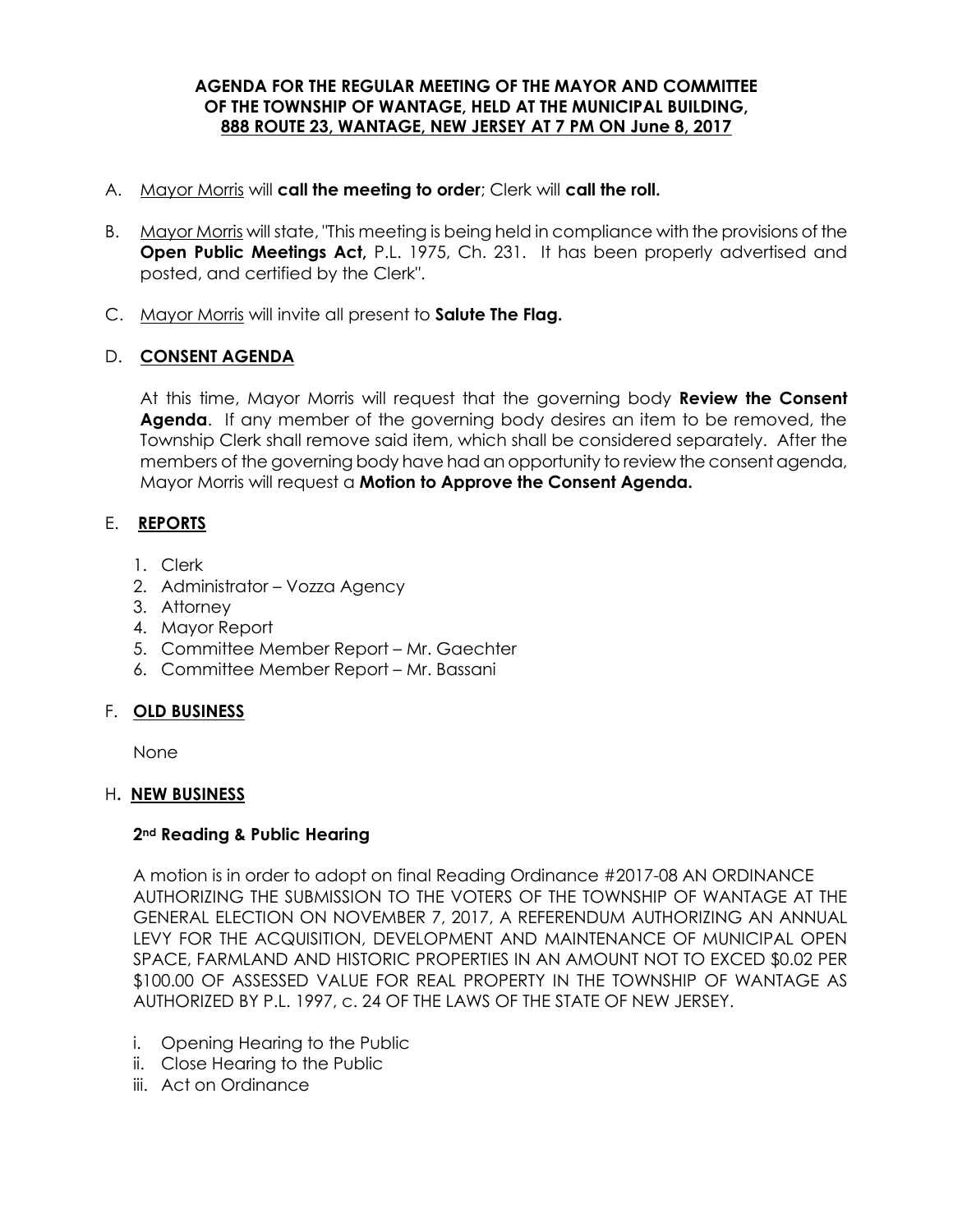**AGENDA FOR THE REGULAR MEETING OF THE MAYOR AND COMMITTEE OF THE TOWNSHIP OF WANTAGE, HELD AT THE MUNICIPAL BUILDING, 888 ROUTE 23, WANTAGE, NEW JERSEY AT 7 PM ON June 8, 2017**

A. Mayor Morris will **call the meeting to order**; Clerk will **call the roll.**

B. Mayor Morris will state, "This meeting is being held in compliance with the provisions of the **Open Public Meetings Act,** P.L. 1975, Ch. 231. It has been properly advertised and posted, and certified by the Clerk".

C. Mayor Morris will invite all present to **Salute The Flag.**

D. **CONSENT AGENDA**

At this time, Mayor Morris will request that the governing body **Review the Consent Agenda**. If any member of the governing body desires an item to be removed, the Township Clerk shall remove said item, which shall be considered separately. After the members of the governing body have had an opportunity to review the consent agenda, Mayor Morris will request a **Motion to Approve the Consent Agenda.**

E. **REPORTS**

1. Clerk
2. Administrator – Vozza Agency
3. Attorney
4. Mayor Report
5. Committee Member Report – Mr. Gaechter
6. Committee Member Report – Mr. Bassani

F. **OLD BUSINESS**

None

H**. NEW BUSINESS**

**2nd Reading & Public Hearing**

A motion is in order to adopt on final Reading Ordinance #2017-08 AN ORDINANCE AUTHORIZING THE SUBMISSION TO THE VOTERS OF THE TOWNSHIP OF WANTAGE AT THE GENERAL ELECTION ON NOVEMBER 7, 2017, A REFERENDUM AUTHORIZING AN ANNUAL LEVY FOR THE ACQUISITION, DEVELOPMENT AND MAINTENANCE OF MUNICIPAL OPEN SPACE, FARMLAND AND HISTORIC PROPERTIES IN AN AMOUNT NOT TO EXCED $0.02 PER $100.00 OF ASSESSED VALUE FOR REAL PROPERTY IN THE TOWNSHIP OF WANTAGE AS AUTHORIZED BY P.L. 1997, c. 24 OF THE LAWS OF THE STATE OF NEW JERSEY.

i. Opening Hearing to the Public
ii. Close Hearing to the Public
iii. Act on Ordinance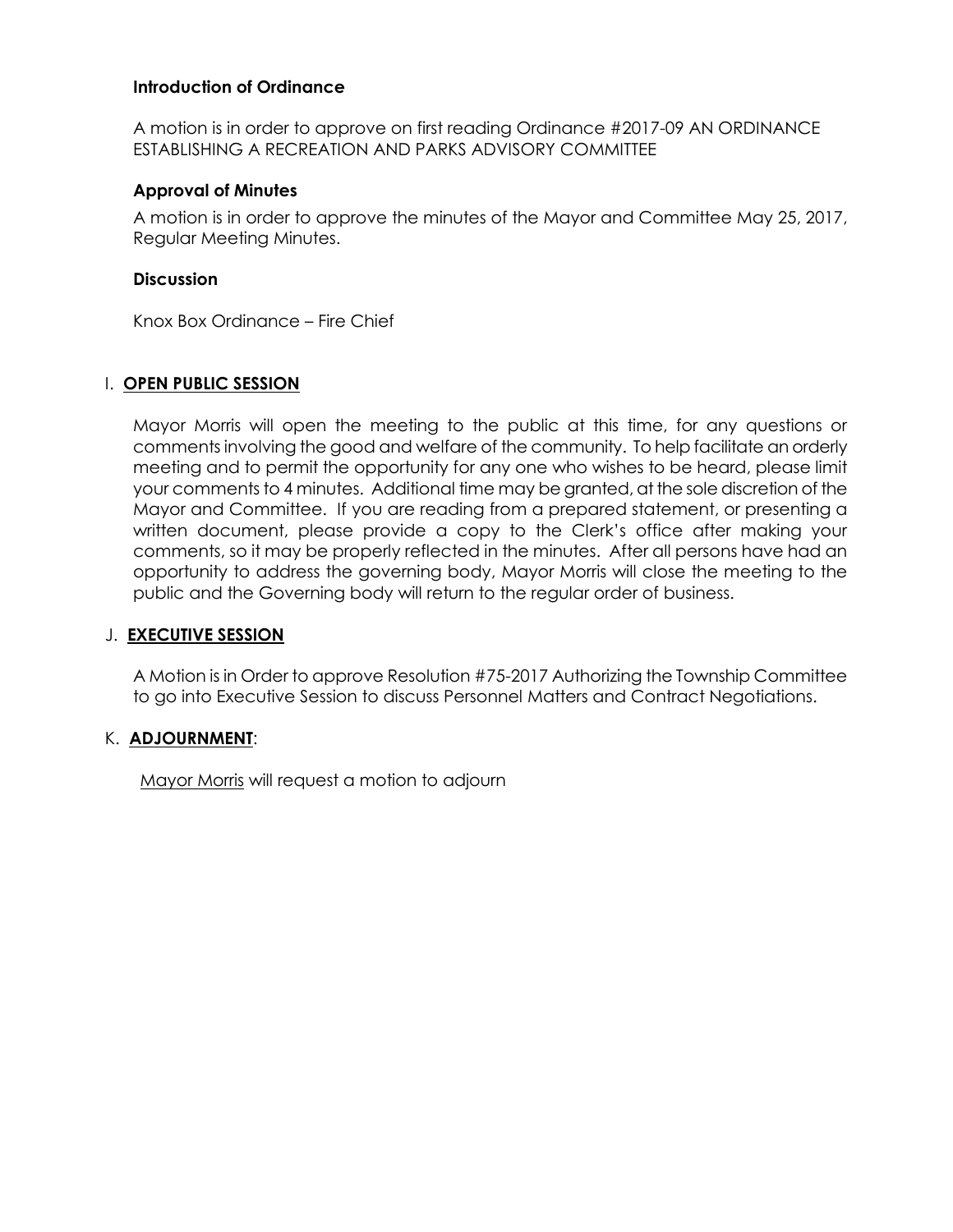**Introduction of Ordinance**

A motion is in order to approve on first reading Ordinance #2017-09 AN ORDINANCE ESTABLISHING A RECREATION AND PARKS ADVISORY COMMITTEE

**Approval of Minutes**

A motion is in order to approve the minutes of the Mayor and Committee May 25, 2017, Regular Meeting Minutes.

**Discussion**

Knox Box Ordinance – Fire Chief

## I. OPEN PUBLIC SESSION

Mayor Morris will open the meeting to the public at this time, for any questions or comments involving the good and welfare of the community. To help facilitate an orderly meeting and to permit the opportunity for any one who wishes to be heard, please limit your comments to 4 minutes. Additional time may be granted, at the sole discretion of the Mayor and Committee. If you are reading from a prepared statement, or presenting a written document, please provide a copy to the Clerk's office after making your comments, so it may be properly reflected in the minutes. After all persons have had an opportunity to address the governing body, Mayor Morris will close the meeting to the public and the Governing body will return to the regular order of business.

## J. EXECUTIVE SESSION

A Motion is in Order to approve Resolution #75-2017 Authorizing the Township Committee to go into Executive Session to discuss Personnel Matters and Contract Negotiations.

## K. ADJOURNMENT:

Mayor Morris will request a motion to adjourn